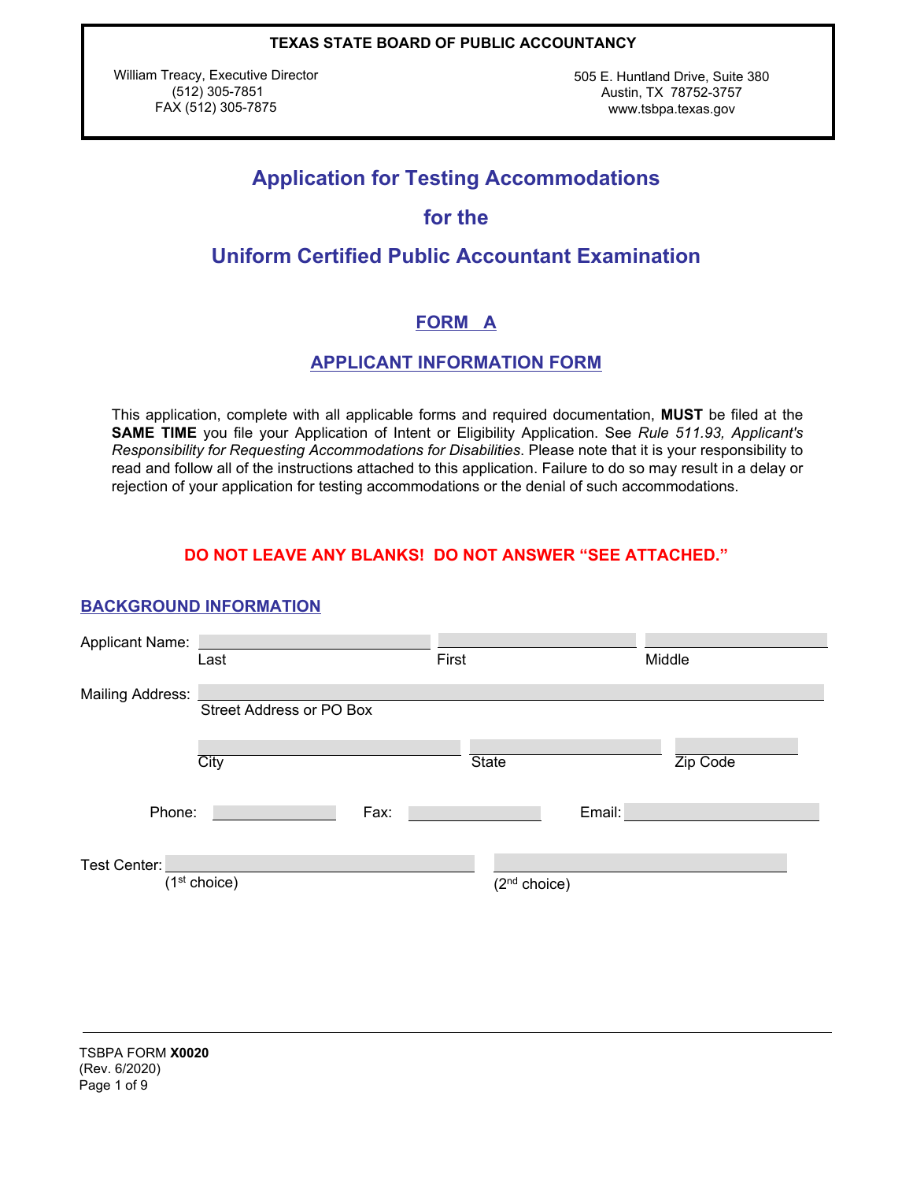**TEXAS STATE BOARD OF PUBLIC ACCOUNTANCY**

William Treacy, Executive Director
(512) 305-7851
FAX (512) 305-7875

505 E. Huntland Drive, Suite 380
Austin, TX 78752-3757
www.tsbpa.texas.gov

# Application for Testing Accommodations for the Uniform Certified Public Accountant Examination

## FORM A

## APPLICANT INFORMATION FORM

This application, complete with all applicable forms and required documentation, **MUST** be filed at the **SAME TIME** you file your Application of Intent or Eligibility Application. See *Rule 511.93, Applicant's Responsibility for Requesting Accommodations for Disabilities*. Please note that it is your responsibility to read and follow all of the instructions attached to this application. Failure to do so may result in a delay or rejection of your application for testing accommodations or the denial of such accommodations.

**DO NOT LEAVE ANY BLANKS! DO NOT ANSWER "SEE ATTACHED."**

### BACKGROUND INFORMATION

Applicant Name: ____________________ ____________________ ____________________
Last First Middle

Mailing Address: ________________________________________________
Street Address or PO Box

____________________ ____________________ ____________
City State Zip Code

Phone: ____________ Fax: ____________ Email: ____________________

Test Center: ____________________ ____________________
(1st choice) (2nd choice)

TSBPA FORM **X0020**
(Rev. 6/2020)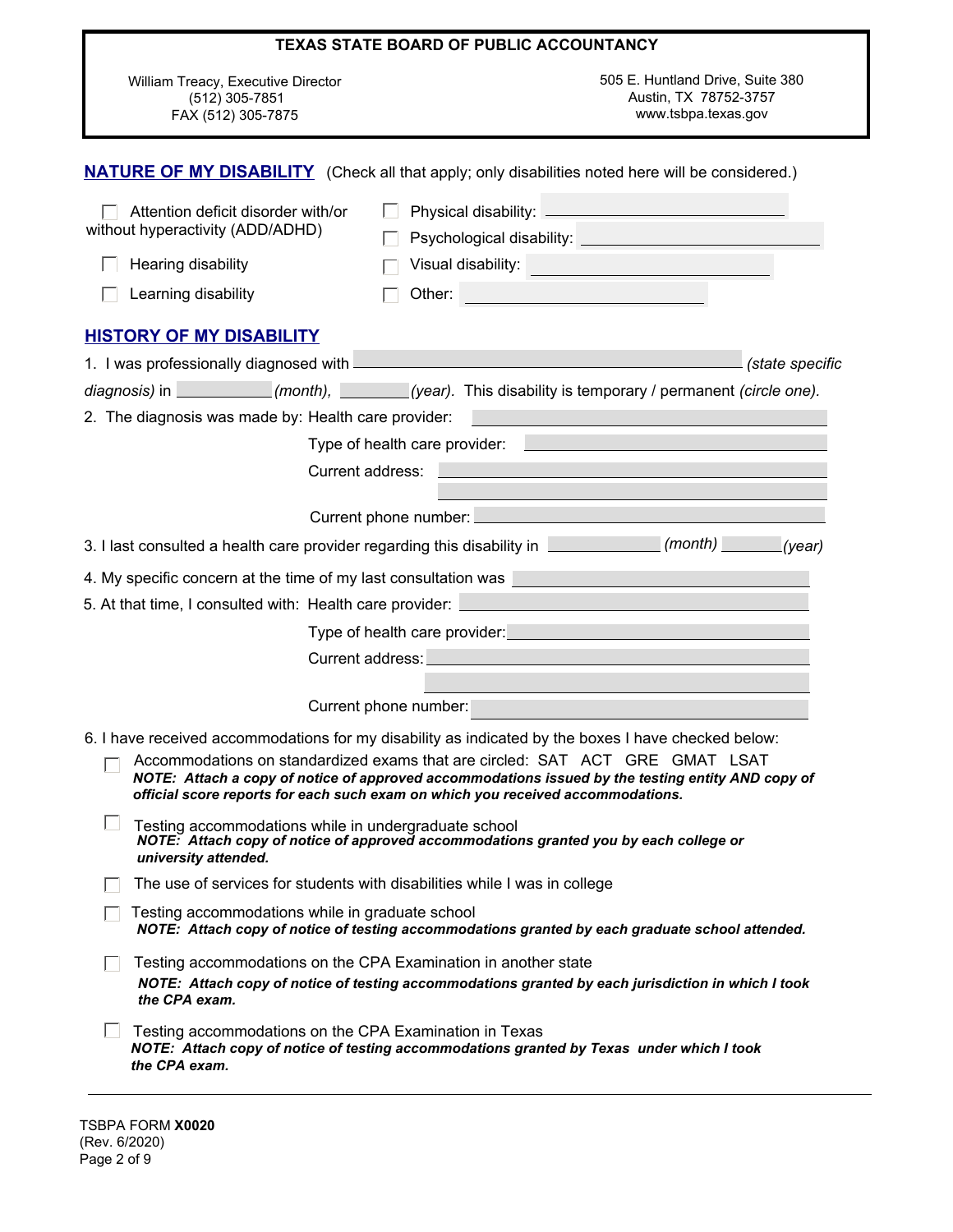**TEXAS STATE BOARD OF PUBLIC ACCOUNTANCY**

William Treacy, Executive Director
(512) 305-7851
FAX (512) 305-7875

505 E. Huntland Drive, Suite 380
Austin, TX 78752-3757
www.tsbpa.texas.gov

## NATURE OF MY DISABILITY

(Check all that apply; only disabilities noted here will be considered.)

- ☐ Attention deficit disorder with/or without hyperactivity (ADD/ADHD)
- ☐ Hearing disability
- ☐ Learning disability
- ☐ Physical disability: ______________________
- ☐ Psychological disability: ______________________
- ☐ Visual disability: ______________________
- ☐ Other: ______________________

## HISTORY OF MY DISABILITY

1. I was professionally diagnosed with ______________________ *(state specific diagnosis)* in __________ *(month)*, ________ *(year)*. This disability is temporary / permanent *(circle one)*.

2. The diagnosis was made by: Health care provider: ______________________
   Type of health care provider: ______________________
   Current address: ______________________
   ______________________
   Current phone number: ______________________

3. I last consulted a health care provider regarding this disability in __________ *(month)* ________ *(year)*

4. My specific concern at the time of my last consultation was ______________________

5. At that time, I consulted with: Health care provider: ______________________
   Type of health care provider: ______________________
   Current address: ______________________
   ______________________
   Current phone number: ______________________

6. I have received accommodations for my disability as indicated by the boxes I have checked below:

   - ☐ Accommodations on standardized exams that are circled: SAT ACT GRE GMAT LSAT
     ***NOTE: Attach a copy of notice of approved accommodations issued by the testing entity AND copy of official score reports for each such exam on which you received accommodations.***
   - ☐ Testing accommodations while in undergraduate school
     ***NOTE: Attach copy of notice of approved accommodations granted you by each college or university attended.***
   - ☐ The use of services for students with disabilities while I was in college
   - ☐ Testing accommodations while in graduate school
     ***NOTE: Attach copy of notice of testing accommodations granted by each graduate school attended.***
   - ☐ Testing accommodations on the CPA Examination in another state
     ***NOTE: Attach copy of notice of testing accommodations granted by each jurisdiction in which I took the CPA exam.***
   - ☐ Testing accommodations on the CPA Examination in Texas
     ***NOTE: Attach copy of notice of testing accommodations granted by Texas under which I took the CPA exam.***

TSBPA FORM **X0020**
(Rev. 6/2020)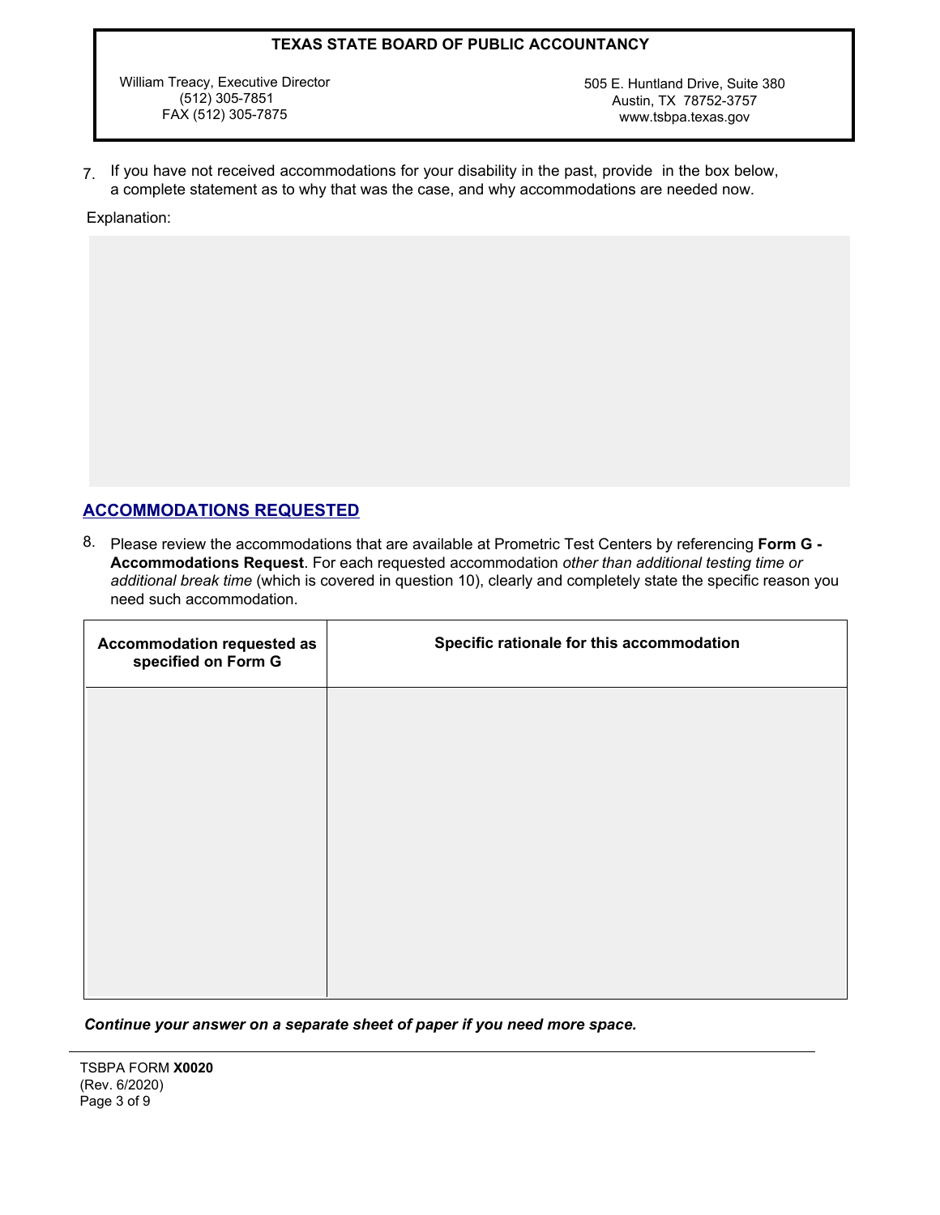**TEXAS STATE BOARD OF PUBLIC ACCOUNTANCY**

William Treacy, Executive Director
(512) 305-7851
FAX (512) 305-7875

505 E. Huntland Drive, Suite 380
Austin, TX 78752-3757
www.tsbpa.texas.gov

7. If you have not received accommodations for your disability in the past, provide in the box below, a complete statement as to why that was the case, and why accommodations are needed now.

Explanation:

## ACCOMMODATIONS REQUESTED

8. Please review the accommodations that are available at Prometric Test Centers by referencing **Form G - Accommodations Request**. For each requested accommodation *other than additional testing time or additional break time* (which is covered in question 10), clearly and completely state the specific reason you need such accommodation.

| Accommodation requested as specified on Form G | Specific rationale for this accommodation |
|---|---|
| | |

***Continue your answer on a separate sheet of paper if you need more space.***

TSBPA FORM **X0020**
(Rev. 6/2020)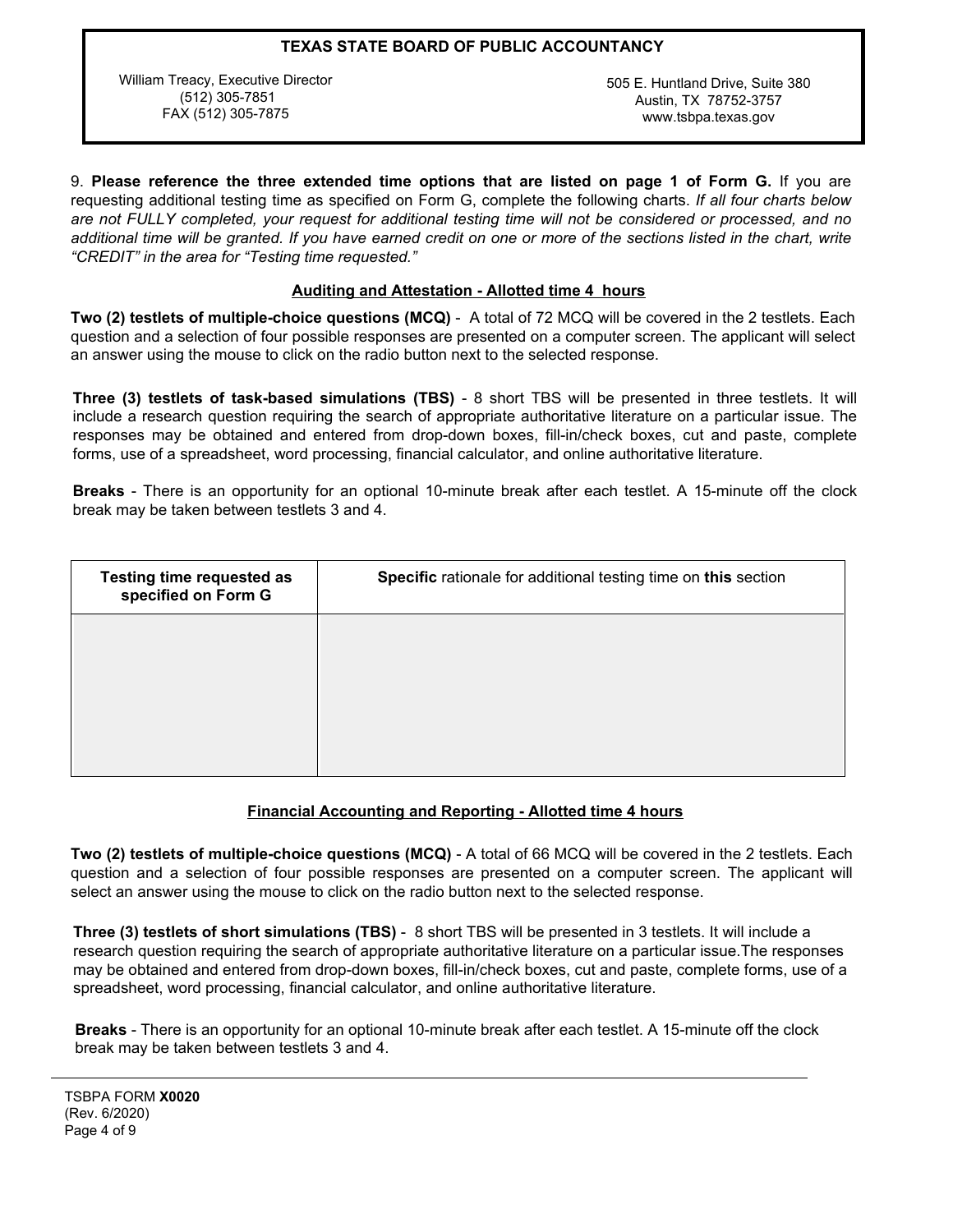9. **Please reference the three extended time options that are listed on page 1 of Form G.** If you are requesting additional testing time as specified on Form G, complete the following charts. *If all four charts below are not FULLY completed, your request for additional testing time will not be considered or processed, and no additional time will be granted. If you have earned credit on one or more of the sections listed in the chart, write "CREDIT" in the area for "Testing time requested."*

## Auditing and Attestation - Allotted time 4 hours

**Two (2) testlets of multiple-choice questions (MCQ)** - A total of 72 MCQ will be covered in the 2 testlets. Each question and a selection of four possible responses are presented on a computer screen. The applicant will select an answer using the mouse to click on the radio button next to the selected response.

**Three (3) testlets of task-based simulations (TBS)** - 8 short TBS will be presented in three testlets. It will include a research question requiring the search of appropriate authoritative literature on a particular issue. The responses may be obtained and entered from drop-down boxes, fill-in/check boxes, cut and paste, complete forms, use of a spreadsheet, word processing, financial calculator, and online authoritative literature.

**Breaks** - There is an opportunity for an optional 10-minute break after each testlet. A 15-minute off the clock break may be taken between testlets 3 and 4.

| Testing time requested as specified on Form G | **Specific** rationale for additional testing time on **this** section |
|---|---|
| | |

## Financial Accounting and Reporting - Allotted time 4 hours

**Two (2) testlets of multiple-choice questions (MCQ)** - A total of 66 MCQ will be covered in the 2 testlets. Each question and a selection of four possible responses are presented on a computer screen. The applicant will select an answer using the mouse to click on the radio button next to the selected response.

**Three (3) testlets of short simulations (TBS)** - 8 short TBS will be presented in 3 testlets. It will include a research question requiring the search of appropriate authoritative literature on a particular issue.The responses may be obtained and entered from drop-down boxes, fill-in/check boxes, cut and paste, complete forms, use of a spreadsheet, word processing, financial calculator, and online authoritative literature.

**Breaks** - There is an opportunity for an optional 10-minute break after each testlet. A 15-minute off the clock break may be taken between testlets 3 and 4.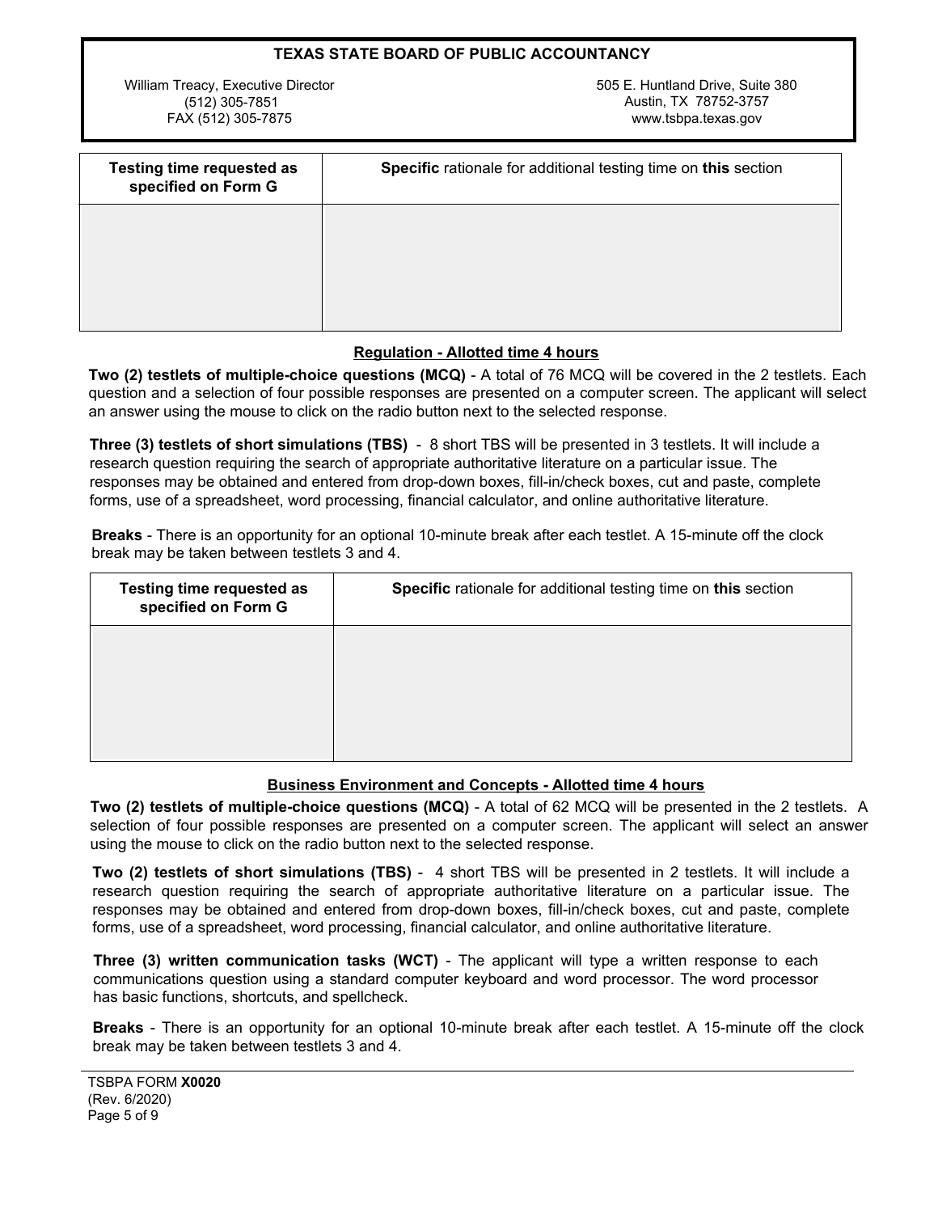| Testing time requested as specified on Form G | **Specific** rationale for additional testing time on **this** section |
| --- | --- |
| | |

## Regulation - Allotted time 4 hours

**Two (2) testlets of multiple-choice questions (MCQ)** - A total of 76 MCQ will be covered in the 2 testlets. Each question and a selection of four possible responses are presented on a computer screen. The applicant will select an answer using the mouse to click on the radio button next to the selected response.

**Three (3) testlets of short simulations (TBS)** - 8 short TBS will be presented in 3 testlets. It will include a research question requiring the search of appropriate authoritative literature on a particular issue. The responses may be obtained and entered from drop-down boxes, fill-in/check boxes, cut and paste, complete forms, use of a spreadsheet, word processing, financial calculator, and online authoritative literature.

**Breaks** - There is an opportunity for an optional 10-minute break after each testlet. A 15-minute off the clock break may be taken between testlets 3 and 4.

| Testing time requested as specified on Form G | **Specific** rationale for additional testing time on **this** section |
| --- | --- |
| | |

## Business Environment and Concepts - Allotted time 4 hours

**Two (2) testlets of multiple-choice questions (MCQ)** - A total of 62 MCQ will be presented in the 2 testlets. A selection of four possible responses are presented on a computer screen. The applicant will select an answer using the mouse to click on the radio button next to the selected response.

**Two (2) testlets of short simulations (TBS)** - 4 short TBS will be presented in 2 testlets. It will include a research question requiring the search of appropriate authoritative literature on a particular issue. The responses may be obtained and entered from drop-down boxes, fill-in/check boxes, cut and paste, complete forms, use of a spreadsheet, word processing, financial calculator, and online authoritative literature.

**Three (3) written communication tasks (WCT)** - The applicant will type a written response to each communications question using a standard computer keyboard and word processor. The word processor has basic functions, shortcuts, and spellcheck.

**Breaks** - There is an opportunity for an optional 10-minute break after each testlet. A 15-minute off the clock break may be taken between testlets 3 and 4.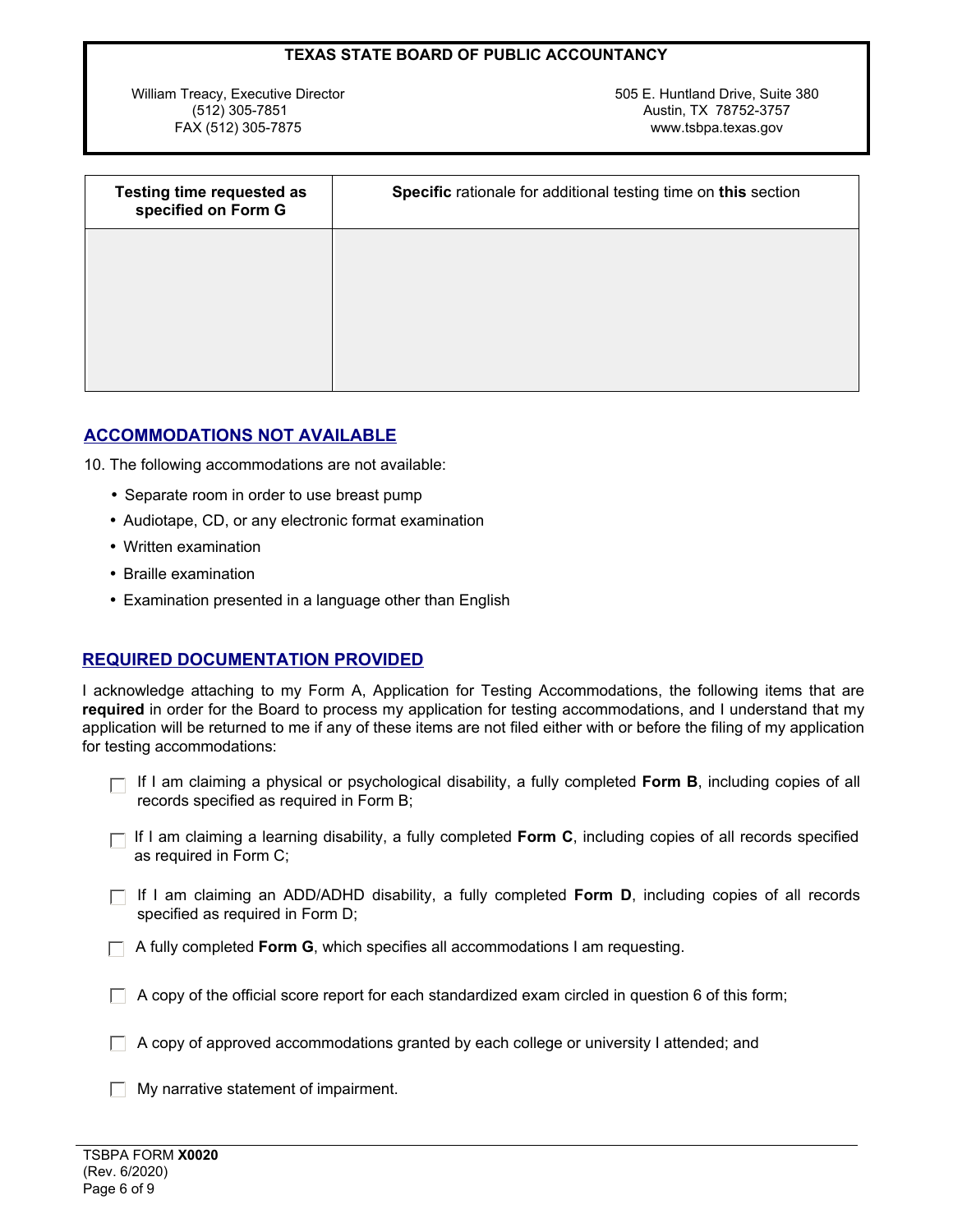**TEXAS STATE BOARD OF PUBLIC ACCOUNTANCY**

William Treacy, Executive Director
(512) 305-7851
FAX (512) 305-7875

505 E. Huntland Drive, Suite 380
Austin, TX 78752-3757
www.tsbpa.texas.gov

| **Testing time requested as specified on Form G** | **Specific** rationale for additional testing time on **this** section |
|---|---|
| | |

## ACCOMMODATIONS NOT AVAILABLE

10. The following accommodations are not available:

- Separate room in order to use breast pump
- Audiotape, CD, or any electronic format examination
- Written examination
- Braille examination
- Examination presented in a language other than English

## REQUIRED DOCUMENTATION PROVIDED

I acknowledge attaching to my Form A, Application for Testing Accommodations, the following items that are **required** in order for the Board to process my application for testing accommodations, and I understand that my application will be returned to me if any of these items are not filed either with or before the filing of my application for testing accommodations:

- ☐ If I am claiming a physical or psychological disability, a fully completed **Form B**, including copies of all records specified as required in Form B;
- ☐ If I am claiming a learning disability, a fully completed **Form C**, including copies of all records specified as required in Form C;
- ☐ If I am claiming an ADD/ADHD disability, a fully completed **Form D**, including copies of all records specified as required in Form D;
- ☐ A fully completed **Form G**, which specifies all accommodations I am requesting.
- ☐ A copy of the official score report for each standardized exam circled in question 6 of this form;
- ☐ A copy of approved accommodations granted by each college or university I attended; and
- ☐ My narrative statement of impairment.

TSBPA FORM **X0020**
(Rev. 6/2020)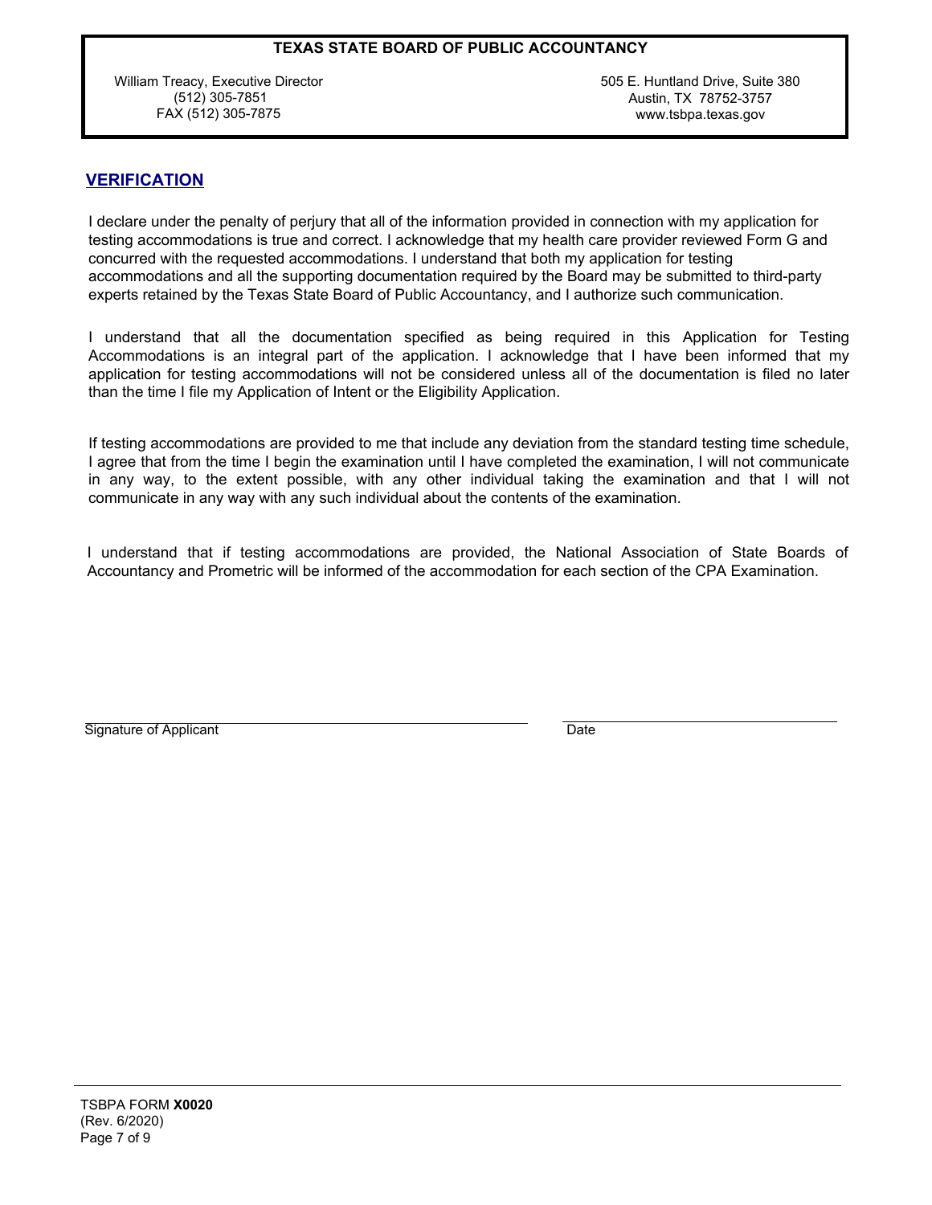**TEXAS STATE BOARD OF PUBLIC ACCOUNTANCY**

William Treacy, Executive Director
(512) 305-7851
FAX (512) 305-7875

505 E. Huntland Drive, Suite 380
Austin, TX 78752-3757
www.tsbpa.texas.gov

## VERIFICATION

I declare under the penalty of perjury that all of the information provided in connection with my application for testing accommodations is true and correct. I acknowledge that my health care provider reviewed Form G and concurred with the requested accommodations. I understand that both my application for testing accommodations and all the supporting documentation required by the Board may be submitted to third-party experts retained by the Texas State Board of Public Accountancy, and I authorize such communication.

I understand that all the documentation specified as being required in this Application for Testing Accommodations is an integral part of the application. I acknowledge that I have been informed that my application for testing accommodations will not be considered unless all of the documentation is filed no later than the time I file my Application of Intent or the Eligibility Application.

If testing accommodations are provided to me that include any deviation from the standard testing time schedule, I agree that from the time I begin the examination until I have completed the examination, I will not communicate in any way, to the extent possible, with any other individual taking the examination and that I will not communicate in any way with any such individual about the contents of the examination.

I understand that if testing accommodations are provided, the National Association of State Boards of Accountancy and Prometric will be informed of the accommodation for each section of the CPA Examination.

\_\_\_\_\_\_\_\_\_\_\_\_\_\_\_\_\_\_\_\_\_\_\_\_\_\_\_\_\_\_\_\_\_\_\_\_\_\_\_\_ \_\_\_\_\_\_\_\_\_\_\_\_\_\_\_\_\_\_\_\_\_\_\_\_\_\_
Signature of Applicant Date

TSBPA FORM **X0020**
(Rev. 6/2020)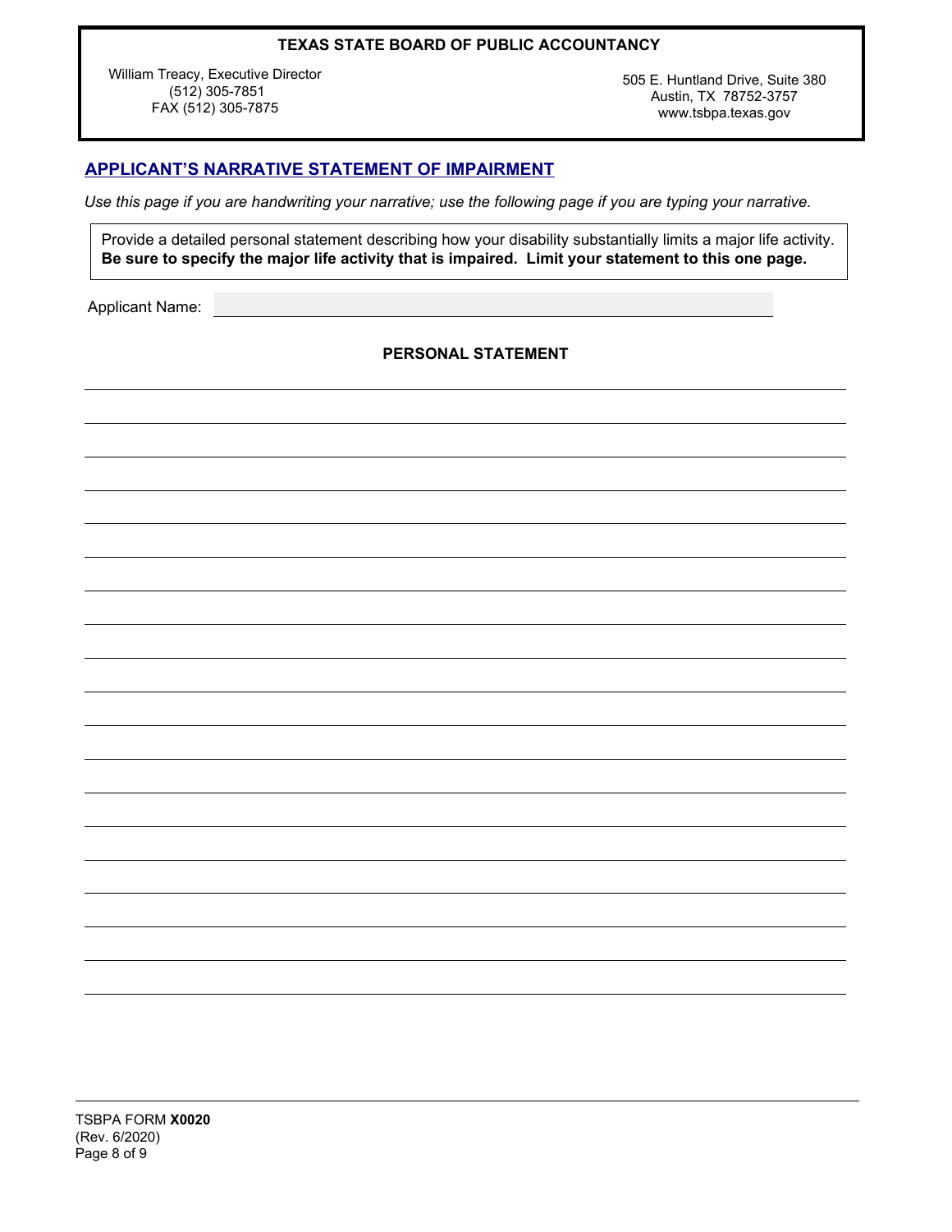**TEXAS STATE BOARD OF PUBLIC ACCOUNTANCY**

William Treacy, Executive Director
(512) 305-7851
FAX (512) 305-7875

505 E. Huntland Drive, Suite 380
Austin, TX 78752-3757
www.tsbpa.texas.gov

## APPLICANT'S NARRATIVE STATEMENT OF IMPAIRMENT

*Use this page if you are handwriting your narrative; use the following page if you are typing your narrative.*

Provide a detailed personal statement describing how your disability substantially limits a major life activity. **Be sure to specify the major life activity that is impaired. Limit your statement to this one page.**

Applicant Name: ______________________________

**PERSONAL STATEMENT**

______________________________________________________________________________

______________________________________________________________________________

______________________________________________________________________________

______________________________________________________________________________

______________________________________________________________________________

______________________________________________________________________________

______________________________________________________________________________

______________________________________________________________________________

______________________________________________________________________________

______________________________________________________________________________

______________________________________________________________________________

______________________________________________________________________________

______________________________________________________________________________

______________________________________________________________________________

______________________________________________________________________________

______________________________________________________________________________

______________________________________________________________________________

______________________________________________________________________________

TSBPA FORM **X0020**
(Rev. 6/2020)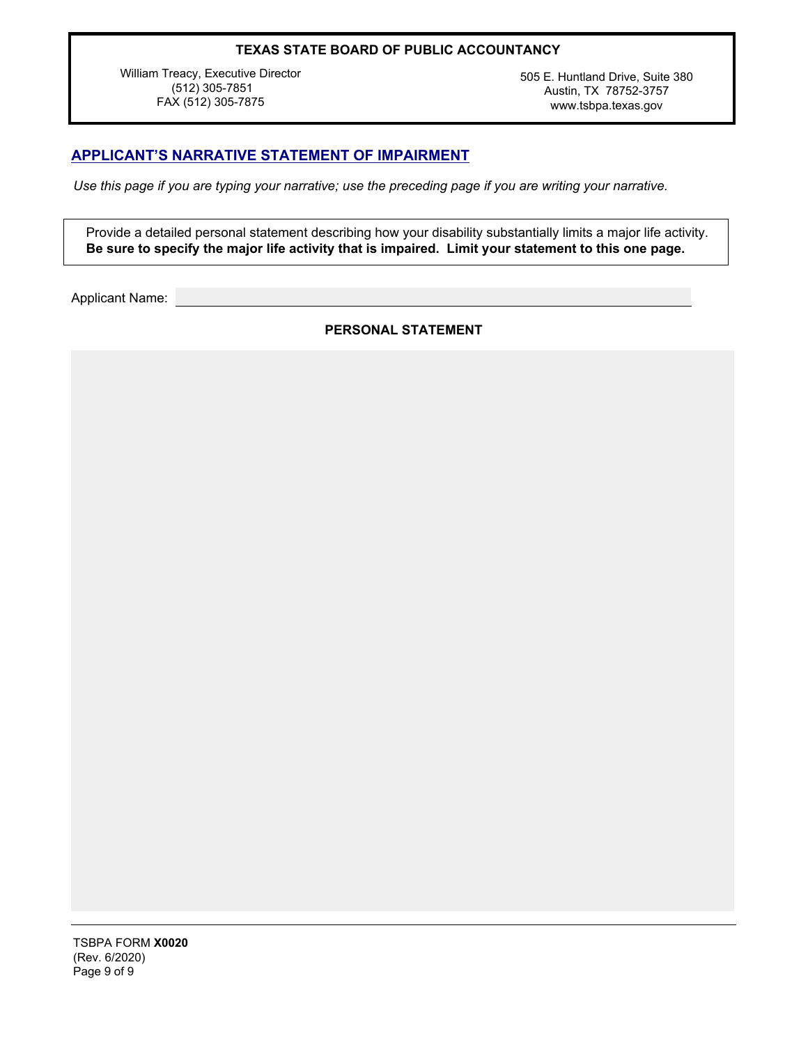**TEXAS STATE BOARD OF PUBLIC ACCOUNTANCY**

William Treacy, Executive Director
(512) 305-7851
FAX (512) 305-7875

505 E. Huntland Drive, Suite 380
Austin, TX 78752-3757
www.tsbpa.texas.gov

## APPLICANT'S NARRATIVE STATEMENT OF IMPAIRMENT

*Use this page if you are typing your narrative; use the preceding page if you are writing your narrative.*

Provide a detailed personal statement describing how your disability substantially limits a major life activity. **Be sure to specify the major life activity that is impaired. Limit your statement to this one page.**

Applicant Name: ______________________________

**PERSONAL STATEMENT**

TSBPA FORM **X0020**
(Rev. 6/2020)